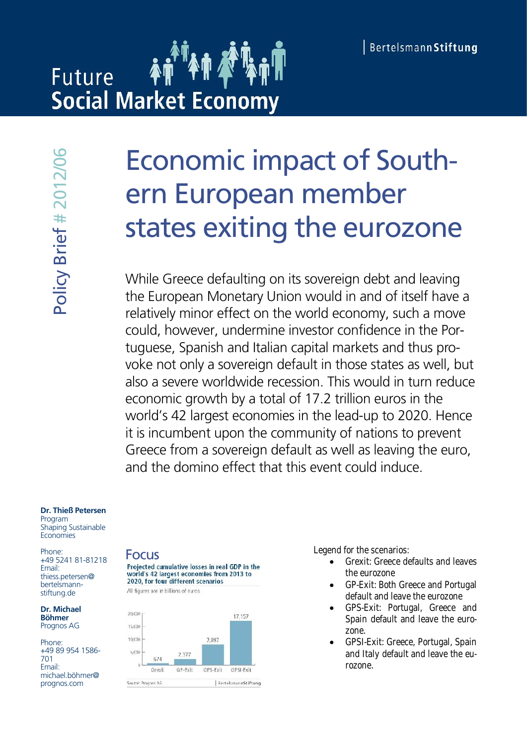Future
**Social Market Economy**

BertelsmannStiftung

Policy Brief # 2012/06

# Economic impact of Southern European member states exiting the eurozone

While Greece defaulting on its sovereign debt and leaving the European Monetary Union would in and of itself have a relatively minor effect on the world economy, such a move could, however, undermine investor confidence in the Portuguese, Spanish and Italian capital markets and thus provoke not only a sovereign default in those states as well, but also a severe worldwide recession. This would in turn reduce economic growth by a total of 17.2 trillion euros in the world's 42 largest economies in the lead-up to 2020. Hence it is incumbent upon the community of nations to prevent Greece from a sovereign default as well as leaving the euro, and the domino effect that this event could induce.

**Dr. Thieß Petersen**
Program
Shaping Sustainable Economies

Phone:
+49 5241 81-81218
Email:
thiess.petersen@bertelsmann-stiftung.de

**Dr. Michael Böhmer**
Prognos AG

Phone:
+49 89 954 1586-701
Email:
michael.böhmer@prognos.com

## Focus

**Projected cumulative losses in real GDP in the world's 42 largest economies from 2013 to 2020, for four different scenarios**

All figures are in billions of euros

| Scenario | Loss |
|---|---|
| Grexit | 674 |
| GP-Exit | 2,377 |
| GPS-Exit | 7,897 |
| GPSI-Exit | 17,157 |

Source: Prognos AG. | BertelsmannStiftung

Legend for the scenarios:

- Grexit: Greece defaults and leaves the eurozone
- GP-Exit: Both Greece and Portugal default and leave the eurozone
- GPS-Exit: Portugal, Greece and Spain default and leave the eurozone.
- GPSI-Exit: Greece, Portugal, Spain and Italy default and leave the eurozone.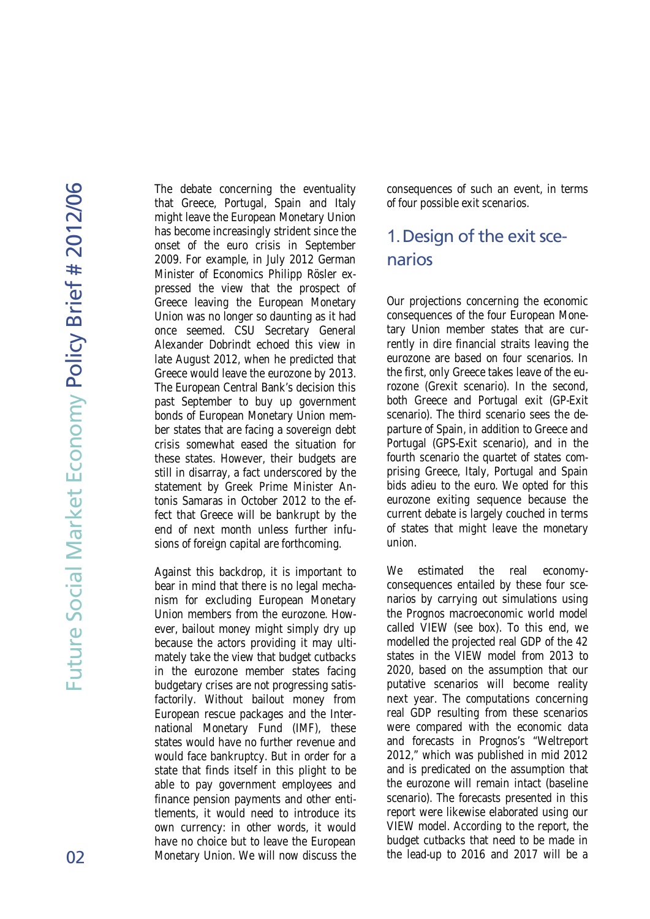The debate concerning the eventuality that Greece, Portugal, Spain and Italy might leave the European Monetary Union has become increasingly strident since the onset of the euro crisis in September 2009. For example, in July 2012 German Minister of Economics Philipp Rösler expressed the view that the prospect of Greece leaving the European Monetary Union was no longer so daunting as it had once seemed. CSU Secretary General Alexander Dobrindt echoed this view in late August 2012, when he predicted that Greece would leave the eurozone by 2013. The European Central Bank's decision this past September to buy up government bonds of European Monetary Union member states that are facing a sovereign debt crisis somewhat eased the situation for these states. However, their budgets are still in disarray, a fact underscored by the statement by Greek Prime Minister Antonis Samaras in October 2012 to the effect that Greece will be bankrupt by the end of next month unless further infusions of foreign capital are forthcoming.

Against this backdrop, it is important to bear in mind that there is no legal mechanism for excluding European Monetary Union members from the eurozone. However, bailout money might simply dry up because the actors providing it may ultimately take the view that budget cutbacks in the eurozone member states facing budgetary crises are not progressing satisfactorily. Without bailout money from European rescue packages and the International Monetary Fund (IMF), these states would have no further revenue and would face bankruptcy. But in order for a state that finds itself in this plight to be able to pay government employees and finance pension payments and other entitlements, it would need to introduce its own currency: in other words, it would have no choice but to leave the European Monetary Union. We will now discuss the consequences of such an event, in terms of four possible exit scenarios.

## 1. Design of the exit scenarios

Our projections concerning the economic consequences of the four European Monetary Union member states that are currently in dire financial straits leaving the eurozone are based on four scenarios. In the first, only Greece takes leave of the eurozone (Grexit scenario). In the second, both Greece and Portugal exit (GP-Exit scenario). The third scenario sees the departure of Spain, in addition to Greece and Portugal (GPS-Exit scenario), and in the fourth scenario the quartet of states comprising Greece, Italy, Portugal and Spain bids adieu to the euro. We opted for this eurozone exiting sequence because the current debate is largely couched in terms of states that might leave the monetary union.

We estimated the real economy-consequences entailed by these four scenarios by carrying out simulations using the Prognos macroeconomic world model called VIEW (see box). To this end, we modelled the projected real GDP of the 42 states in the VIEW model from 2013 to 2020, based on the assumption that our putative scenarios will become reality next year. The computations concerning real GDP resulting from these scenarios were compared with the economic data and forecasts in Prognos's "Weltreport 2012," which was published in mid 2012 and is predicated on the assumption that the eurozone will remain intact (baseline scenario). The forecasts presented in this report were likewise elaborated using our VIEW model. According to the report, the budget cutbacks that need to be made in the lead-up to 2016 and 2017 will be a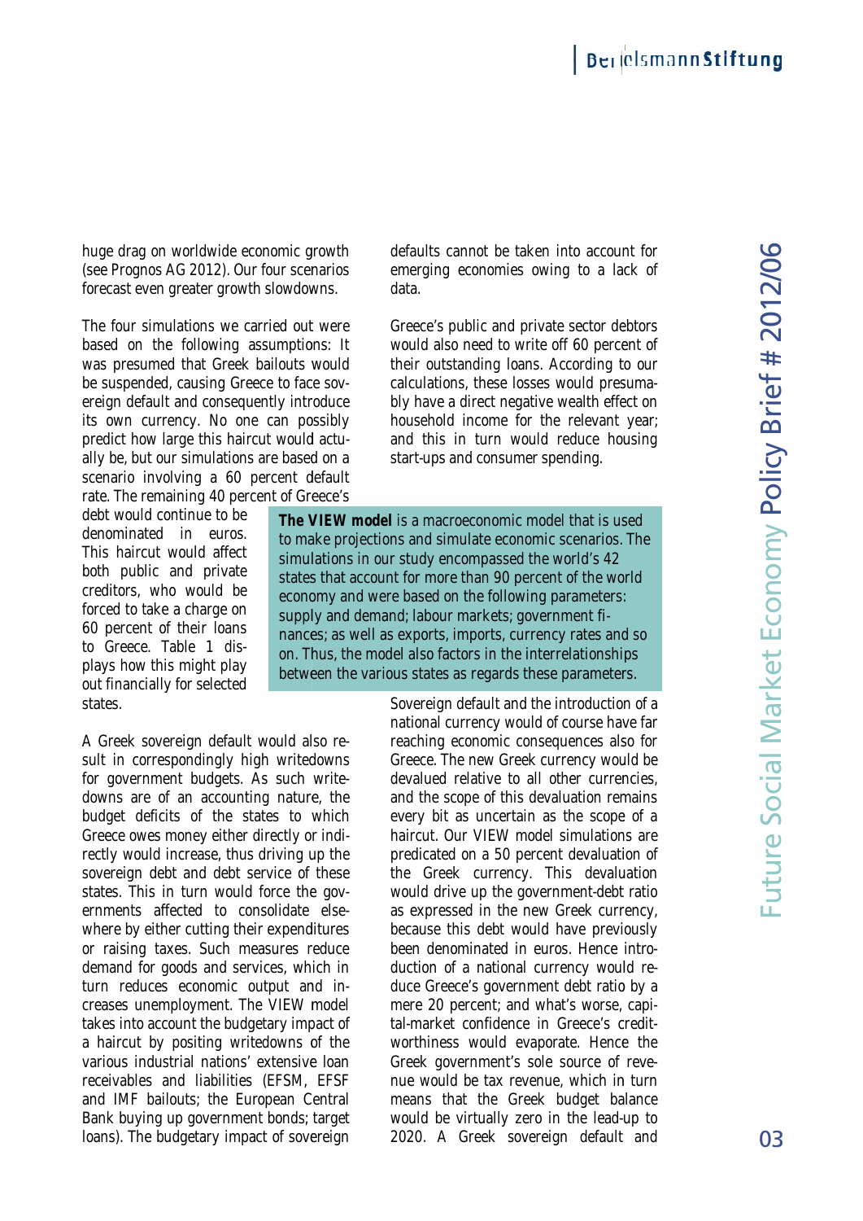huge drag on worldwide economic growth (see Prognos AG 2012). Our four scenarios forecast even greater growth slowdowns.

The four simulations we carried out were based on the following assumptions: It was presumed that Greek bailouts would be suspended, causing Greece to face sovereign default and consequently introduce its own currency. No one can possibly predict how large this haircut would actually be, but our simulations are based on a scenario involving a 60 percent default rate. The remaining 40 percent of Greece's debt would continue to be denominated in euros. This haircut would affect both public and private creditors, who would be forced to take a charge on 60 percent of their loans to Greece. Table 1 displays how this might play out financially for selected states.

A Greek sovereign default would also result in correspondingly high writedowns for government budgets. As such writedowns are of an accounting nature, the budget deficits of the states to which Greece owes money either directly or indirectly would increase, thus driving up the sovereign debt and debt service of these states. This in turn would force the governments affected to consolidate elsewhere by either cutting their expenditures or raising taxes. Such measures reduce demand for goods and services, which in turn reduces economic output and increases unemployment. The VIEW model takes into account the budgetary impact of a haircut by positing writedowns of the various industrial nations' extensive loan receivables and liabilities (EFSM, EFSF and IMF bailouts; the European Central Bank buying up government bonds; target loans). The budgetary impact of sovereign defaults cannot be taken into account for emerging economies owing to a lack of data.

Greece's public and private sector debtors would also need to write off 60 percent of their outstanding loans. According to our calculations, these losses would presumably have a direct negative wealth effect on household income for the relevant year; and this in turn would reduce housing start-ups and consumer spending.

**The VIEW model** is a macroeconomic model that is used to make projections and simulate economic scenarios. The simulations in our study encompassed the world's 42 states that account for more than 90 percent of the world economy and were based on the following parameters: supply and demand; labour markets; government finances; as well as exports, imports, currency rates and so on. Thus, the model also factors in the interrelationships between the various states as regards these parameters.

Sovereign default and the introduction of a national currency would of course have far reaching economic consequences also for Greece. The new Greek currency would be devalued relative to all other currencies, and the scope of this devaluation remains every bit as uncertain as the scope of a haircut. Our VIEW model simulations are predicated on a 50 percent devaluation of the Greek currency. This devaluation would drive up the government-debt ratio as expressed in the new Greek currency, because this debt would have previously been denominated in euros. Hence introduction of a national currency would reduce Greece's government debt ratio by a mere 20 percent; and what's worse, capital-market confidence in Greece's creditworthiness would evaporate. Hence the Greek government's sole source of revenue would be tax revenue, which in turn means that the Greek budget balance would be virtually zero in the lead-up to 2020. A Greek sovereign default and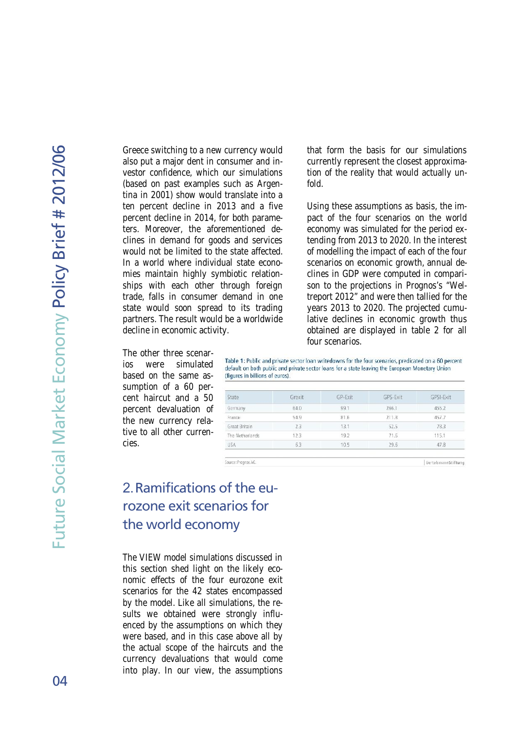Greece switching to a new currency would also put a major dent in consumer and investor confidence, which our simulations (based on past examples such as Argentina in 2001) show would translate into a ten percent decline in 2013 and a five percent decline in 2014, for both parameters. Moreover, the aforementioned declines in demand for goods and services would not be limited to the state affected. In a world where individual state economies maintain highly symbiotic relationships with each other through foreign trade, falls in consumer demand in one state would soon spread to its trading partners. The result would be a worldwide decline in economic activity.

The other three scenarios were simulated based on the same assumption of a 60 percent haircut and a 50 percent devaluation of the new currency relative to all other currencies.

Table 1: Public and private sector loan writedowns for the four scenarios, predicated on a 60 percent default on both public and private sector loans for a state leaving the European Monetary Union (figures in billions of euros).

| State | Grexit | GP-Exit | GPS-Exit | GPSI-Exit |
|---|---|---|---|---|
| Germany | 64.0 | 99.1 | 266.1 | 455.2 |
| France | 54.9 | 81.6 | 211.8 | 457.7 |
| Great Britain | 2.3 | 13.1 | 52.5 | 78.3 |
| The Netherlands | 12.3 | 19.2 | 71.5 | 115.1 |
| USA | 6.3 | 10.5 | 29.6 | 47.8 |

Source: Prognos AG.

## 2. Ramifications of the eurozone exit scenarios for the world economy

The VIEW model simulations discussed in this section shed light on the likely economic effects of the four eurozone exit scenarios for the 42 states encompassed by the model. Like all simulations, the results we obtained were strongly influenced by the assumptions on which they were based, and in this case above all by the actual scope of the haircuts and the currency devaluations that would come into play. In our view, the assumptions that form the basis for our simulations currently represent the closest approximation of the reality that would actually unfold.

Using these assumptions as basis, the impact of the four scenarios on the world economy was simulated for the period extending from 2013 to 2020. In the interest of modelling the impact of each of the four scenarios on economic growth, annual declines in GDP were computed in comparison to the projections in Prognos's "Weltreport 2012" and were then tallied for the years 2013 to 2020. The projected cumulative declines in economic growth thus obtained are displayed in table 2 for all four scenarios.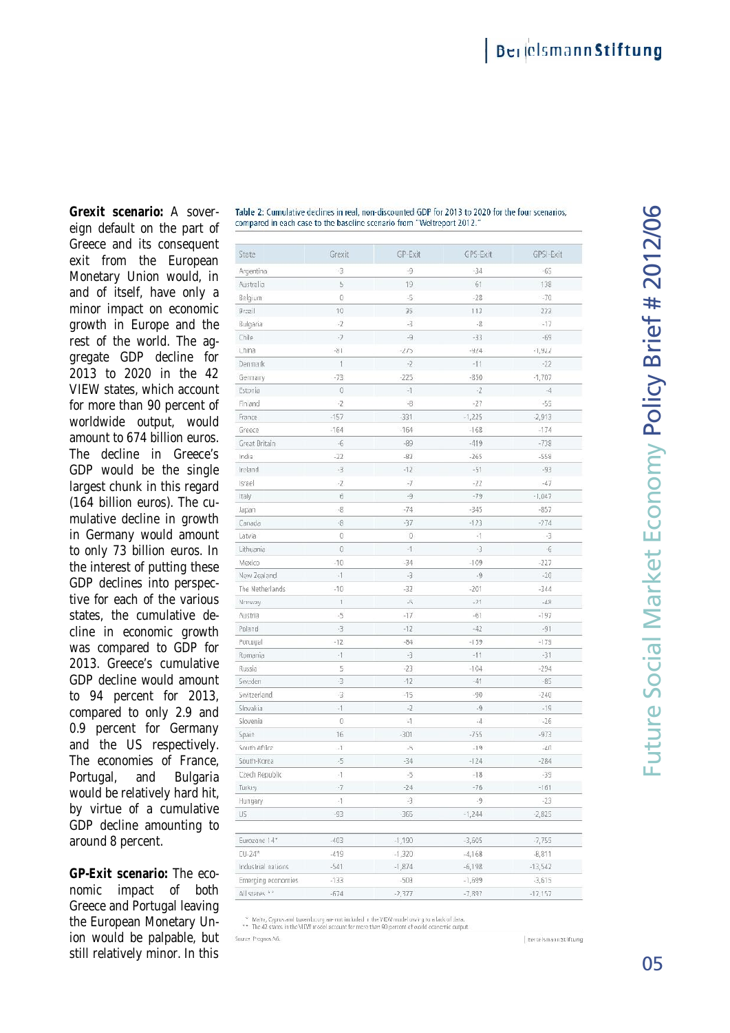**Grexit scenario:** A sovereign default on the part of Greece and its consequent exit from the European Monetary Union would, in and of itself, have only a minor impact on economic growth in Europe and the rest of the world. The aggregate GDP decline for 2013 to 2020 in the 42 VIEW states, which account for more than 90 percent of worldwide output, would amount to 674 billion euros. The decline in Greece's GDP would be the single largest chunk in this regard (164 billion euros). The cumulative decline in growth in Germany would amount to only 73 billion euros. In the interest of putting these GDP declines into perspective for each of the various states, the cumulative decline in economic growth was compared to GDP for 2013. Greece's cumulative GDP decline would amount to 94 percent for 2013, compared to only 2.9 and 0.9 percent for Germany and the US respectively. The economies of France, Portugal, and Bulgaria would be relatively hard hit, by virtue of a cumulative GDP decline amounting to around 8 percent.

**GP-Exit scenario:** The economic impact of both Greece and Portugal leaving the European Monetary Union would be palpable, but still relatively minor. In this

Table 2: Cumulative declines in real, non-discounted GDP for 2013 to 2020 for the four scenarios, compared in each case to the baseline scenario from "Weltreport 2012."

| State | Grexit | GP-Exit | GPS-Exit | GPSI-Exit |
|---|---|---|---|---|
| Argentina | -3 | -9 | -34 | -65 |
| Australia | 5 | 19 | 61 | 138 |
| Belgium | 0 | -5 | -28 | -70 |
| Brazil | 10 | 35 | 113 | 223 |
| Bulgaria | -2 | -3 | -8 | -17 |
| Chile | -2 | -9 | -33 | -69 |
| China | -81 | -275 | -924 | -1,922 |
| Denmark | 1 | -2 | -11 | -22 |
| Germany | -73 | -225 | -850 | -1,707 |
| Estonia | 0 | -1 | -2 | -4 |
| Finland | -2 | -8 | -27 | -55 |
| France | -157 | -331 | -1,225 | -2,913 |
| Greece | -164 | -164 | -168 | -174 |
| Great Britain | -6 | -89 | -419 | -738 |
| India | -22 | -87 | -265 | -559 |
| Ireland | -3 | -12 | -51 | -93 |
| Israel | -2 | -7 | -22 | -47 |
| Italy | 6 | -9 | -79 | -1,047 |
| Japan | -8 | -74 | -345 | -857 |
| Canada | -8 | -37 | -123 | -274 |
| Latvia | 0 | 0 | -1 | -3 |
| Lithuania | 0 | -1 | -3 | -6 |
| Mexico | -10 | -34 | -109 | -227 |
| New Zealand | -1 | -3 | -9 | -20 |
| The Netherlands | -10 | -32 | -201 | -344 |
| Norway | 1 | -5 | -21 | -48 |
| Austria | -5 | -17 | -61 | -197 |
| Poland | -3 | -12 | -42 | -91 |
| Portugal | -12 | -84 | -139 | -179 |
| Romania | -1 | -3 | -11 | -31 |
| Russia | 5 | -23 | -104 | -294 |
| Sweden | -3 | -12 | -41 | -85 |
| Switzerland | -3 | -15 | -90 | -240 |
| Slovakia | -1 | -2 | -9 | -19 |
| Slovenia | 0 | -1 | -4 | -26 |
| Spain | 16 | -301 | -755 | -973 |
| South Africa | -1 | -5 | -19 | -40 |
| South-Korea | -5 | -34 | -124 | -284 |
| Czech Republic | -1 | -5 | -18 | -39 |
| Turkey | -7 | -24 | -76 | -161 |
| Hungary | -1 | -3 | -9 | -23 |
| US | -93 | -365 | -1,244 | -2,825 |
| Eurozone 14* | -403 | -1,190 | -3,605 | -7,755 |
| EU-24* | -419 | -1,320 | -4,168 | -8,811 |
| Industrial nations | -541 | -1,874 | -6,198 | -13,542 |
| Emerging economies | -133 | -503 | -1,699 | -3,615 |
| All states ** | -674 | -2,377 | -7,897 | -17,157 |

\* Malta, Cyprus and Luxembourg are not included in the VIEW model owing to a lack of data.
\*\* The 42 states in the VIEW model account for more than 90 percent of world economic output.

Source: Prognos AG.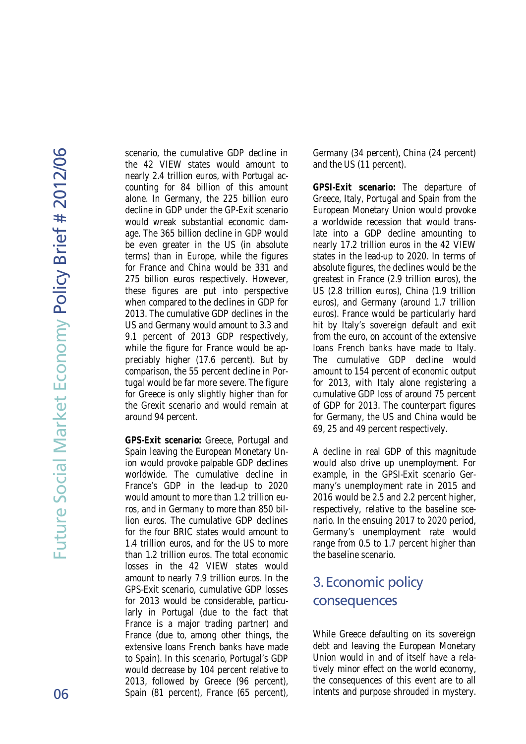scenario, the cumulative GDP decline in the 42 VIEW states would amount to nearly 2.4 trillion euros, with Portugal accounting for 84 billion of this amount alone. In Germany, the 225 billion euro decline in GDP under the GP-Exit scenario would wreak substantial economic damage. The 365 billion decline in GDP would be even greater in the US (in absolute terms) than in Europe, while the figures for France and China would be 331 and 275 billion euros respectively. However, these figures are put into perspective when compared to the declines in GDP for 2013. The cumulative GDP declines in the US and Germany would amount to 3.3 and 9.1 percent of 2013 GDP respectively, while the figure for France would be appreciably higher (17.6 percent). But by comparison, the 55 percent decline in Portugal would be far more severe. The figure for Greece is only slightly higher than for the Grexit scenario and would remain at around 94 percent.

**GPS-Exit scenario:** Greece, Portugal and Spain leaving the European Monetary Union would provoke palpable GDP declines worldwide. The cumulative decline in France's GDP in the lead-up to 2020 would amount to more than 1.2 trillion euros, and in Germany to more than 850 billion euros. The cumulative GDP declines for the four BRIC states would amount to 1.4 trillion euros, and for the US to more than 1.2 trillion euros. The total economic losses in the 42 VIEW states would amount to nearly 7.9 trillion euros. In the GPS-Exit scenario, cumulative GDP losses for 2013 would be considerable, particularly in Portugal (due to the fact that France is a major trading partner) and France (due to, among other things, the extensive loans French banks have made to Spain). In this scenario, Portugal's GDP would decrease by 104 percent relative to 2013, followed by Greece (96 percent), Spain (81 percent), France (65 percent), Germany (34 percent), China (24 percent) and the US (11 percent).

**GPSI-Exit scenario:** The departure of Greece, Italy, Portugal and Spain from the European Monetary Union would provoke a worldwide recession that would translate into a GDP decline amounting to nearly 17.2 trillion euros in the 42 VIEW states in the lead-up to 2020. In terms of absolute figures, the declines would be the greatest in France (2.9 trillion euros), the US (2.8 trillion euros), China (1.9 trillion euros), and Germany (around 1.7 trillion euros). France would be particularly hard hit by Italy's sovereign default and exit from the euro, on account of the extensive loans French banks have made to Italy. The cumulative GDP decline would amount to 154 percent of economic output for 2013, with Italy alone registering a cumulative GDP loss of around 75 percent of GDP for 2013. The counterpart figures for Germany, the US and China would be 69, 25 and 49 percent respectively.

A decline in real GDP of this magnitude would also drive up unemployment. For example, in the GPSI-Exit scenario Germany's unemployment rate in 2015 and 2016 would be 2.5 and 2.2 percent higher, respectively, relative to the baseline scenario. In the ensuing 2017 to 2020 period, Germany's unemployment rate would range from 0.5 to 1.7 percent higher than the baseline scenario.

## 3. Economic policy consequences

While Greece defaulting on its sovereign debt and leaving the European Monetary Union would in and of itself have a relatively minor effect on the world economy, the consequences of this event are to all intents and purpose shrouded in mystery.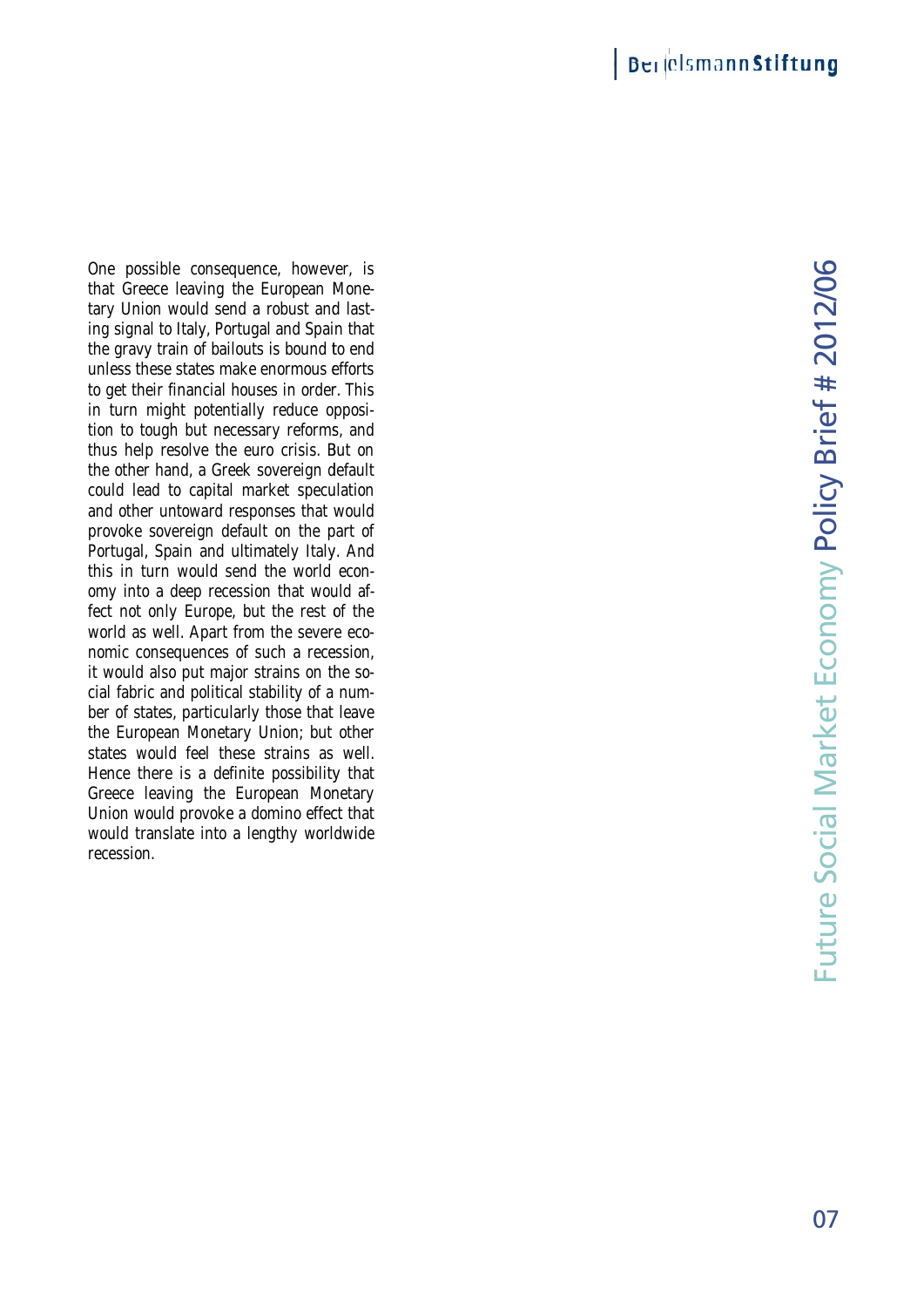One possible consequence, however, is that Greece leaving the European Monetary Union would send a robust and lasting signal to Italy, Portugal and Spain that the gravy train of bailouts is bound to end unless these states make enormous efforts to get their financial houses in order. This in turn might potentially reduce opposition to tough but necessary reforms, and thus help resolve the euro crisis. But on the other hand, a Greek sovereign default could lead to capital market speculation and other untoward responses that would provoke sovereign default on the part of Portugal, Spain and ultimately Italy. And this in turn would send the world economy into a deep recession that would affect not only Europe, but the rest of the world as well. Apart from the severe economic consequences of such a recession, it would also put major strains on the social fabric and political stability of a number of states, particularly those that leave the European Monetary Union; but other states would feel these strains as well. Hence there is a definite possibility that Greece leaving the European Monetary Union would provoke a domino effect that would translate into a lengthy worldwide recession.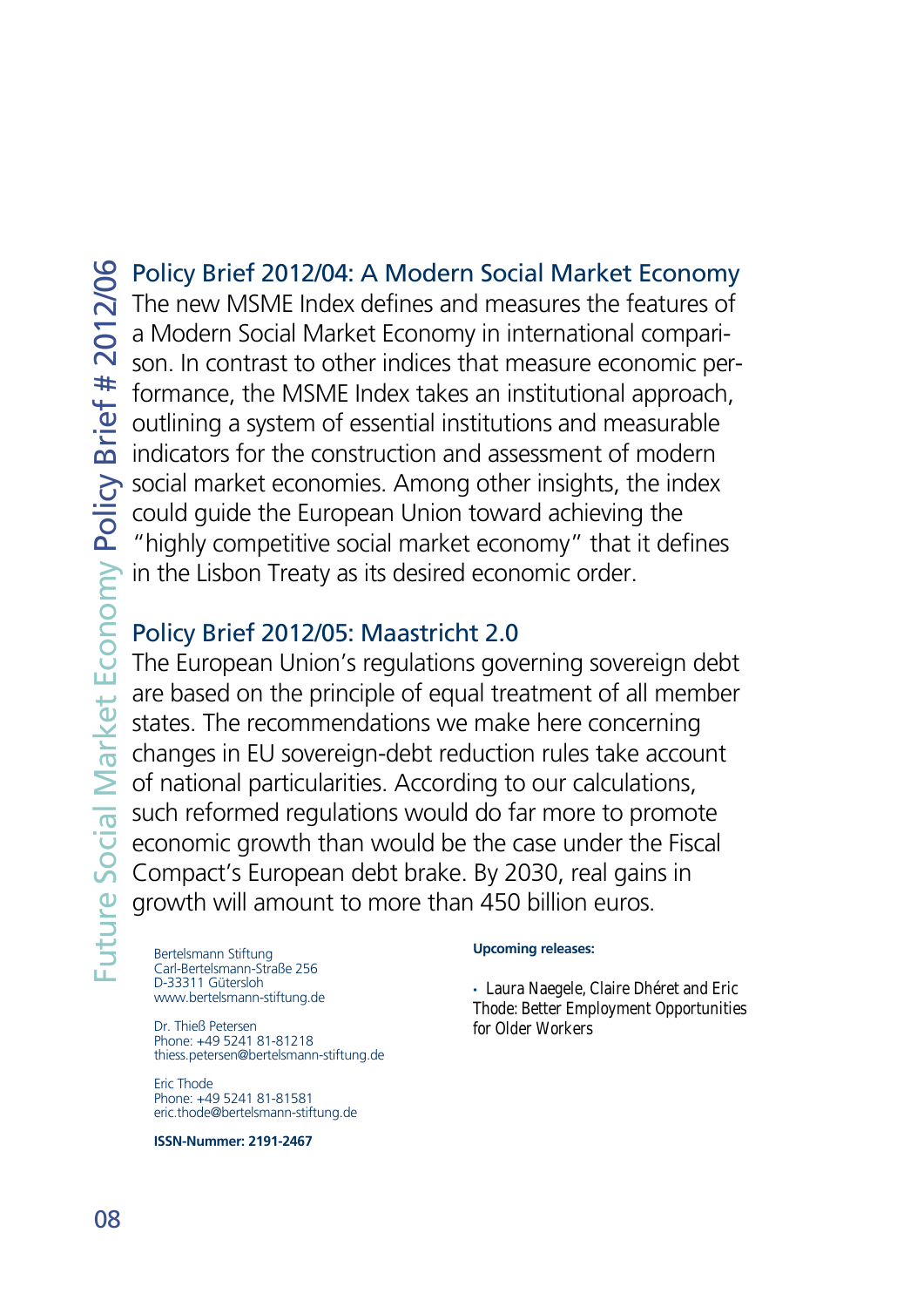## Policy Brief 2012/04: A Modern Social Market Economy

The new MSME Index defines and measures the features of a Modern Social Market Economy in international comparison. In contrast to other indices that measure economic performance, the MSME Index takes an institutional approach, outlining a system of essential institutions and measurable indicators for the construction and assessment of modern social market economies. Among other insights, the index could guide the European Union toward achieving the "highly competitive social market economy" that it defines in the Lisbon Treaty as its desired economic order.

## Policy Brief 2012/05: Maastricht 2.0

The European Union's regulations governing sovereign debt are based on the principle of equal treatment of all member states. The recommendations we make here concerning changes in EU sovereign-debt reduction rules take account of national particularities. According to our calculations, such reformed regulations would do far more to promote economic growth than would be the case under the Fiscal Compact's European debt brake. By 2030, real gains in growth will amount to more than 450 billion euros.

Bertelsmann Stiftung
Carl-Bertelsmann-Straße 256
D-33311 Gütersloh
www.bertelsmann-stiftung.de

Dr. Thieß Petersen
Phone: +49 5241 81-81218
thiess.petersen@bertelsmann-stiftung.de

Eric Thode
Phone: +49 5241 81-81581
eric.thode@bertelsmann-stiftung.de

**ISSN-Nummer: 2191-2467**

**Upcoming releases:**

- Laura Naegele, Claire Dhéret and Eric Thode: Better Employment Opportunities for Older Workers